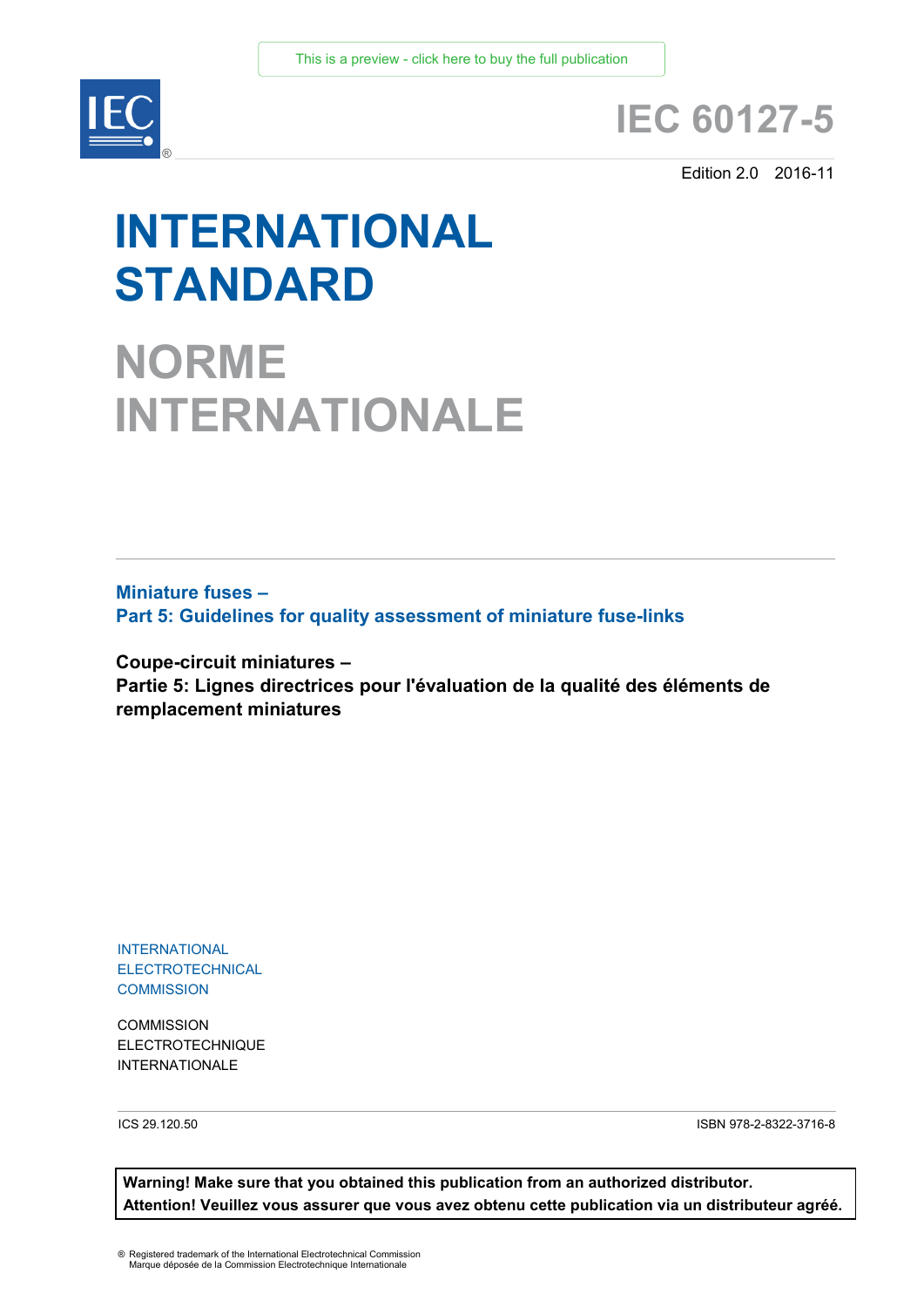This is a preview - click here to buy the full publication

# IEC 60127-5

Edition 2.0 2016-11

# INTERNATIONAL STANDARD

# NORME INTERNATIONALE

**Miniature fuses –**
**Part 5: Guidelines for quality assessment of miniature fuse-links**

**Coupe-circuit miniatures –**
**Partie 5: Lignes directrices pour l'évaluation de la qualité des éléments de remplacement miniatures**

INTERNATIONAL ELECTROTECHNICAL COMMISSION

COMMISSION ELECTROTECHNIQUE INTERNATIONALE

ICS 29.120.50

ISBN 978-2-8322-3716-8

**Warning! Make sure that you obtained this publication from an authorized distributor.**
**Attention! Veuillez vous assurer que vous avez obtenu cette publication via un distributeur agréé.**

® Registered trademark of the International Electrotechnical Commission
Marque déposée de la Commission Electrotechnique Internationale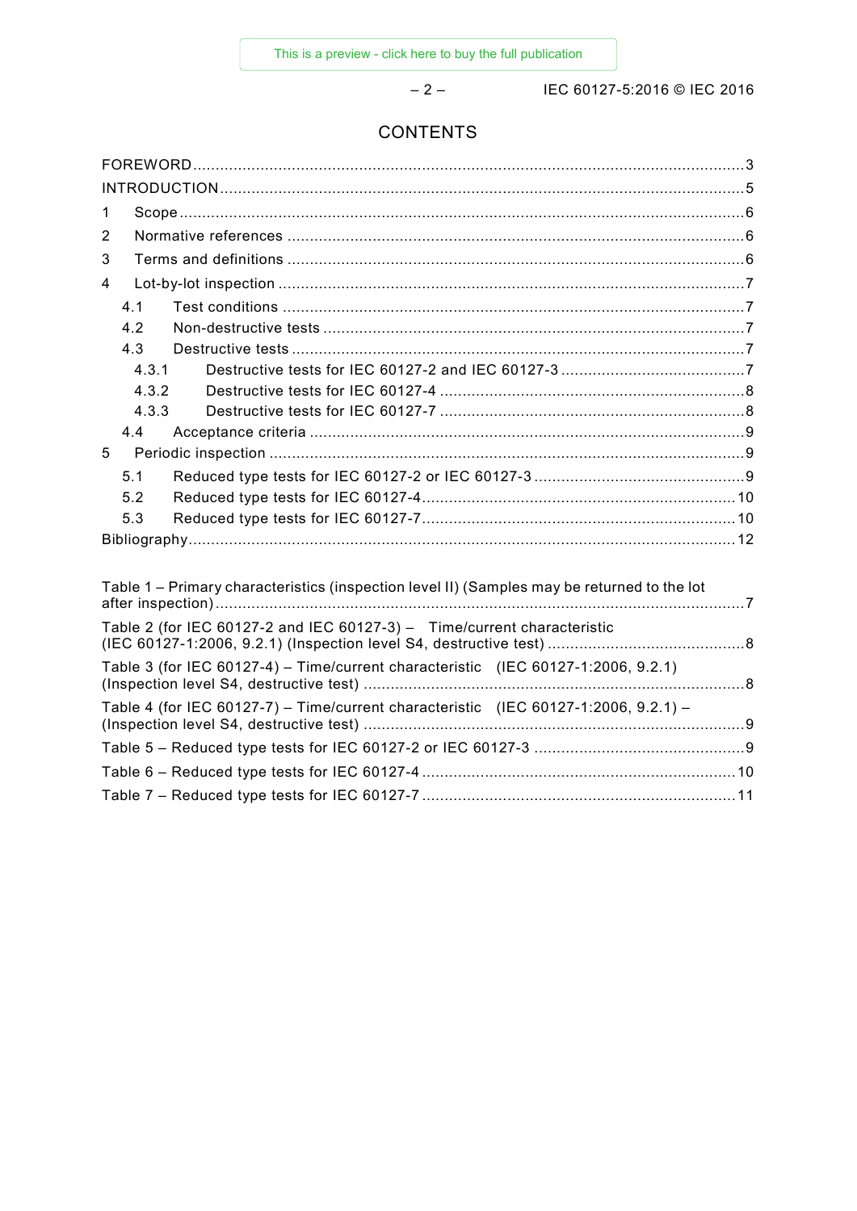# CONTENTS

FOREWORD ... 3

INTRODUCTION ... 5

1 Scope ... 6

2 Normative references ... 6

3 Terms and definitions ... 6

4 Lot-by-lot inspection ... 7

 4.1 Test conditions ... 7

 4.2 Non-destructive tests ... 7

 4.3 Destructive tests ... 7

  4.3.1 Destructive tests for IEC 60127-2 and IEC 60127-3 ... 7

  4.3.2 Destructive tests for IEC 60127-4 ... 8

  4.3.3 Destructive tests for IEC 60127-7 ... 8

 4.4 Acceptance criteria ... 9

5 Periodic inspection ... 9

 5.1 Reduced type tests for IEC 60127-2 or IEC 60127-3 ... 9

 5.2 Reduced type tests for IEC 60127-4 ... 10

 5.3 Reduced type tests for IEC 60127-7 ... 10

Bibliography ... 12

Table 1 – Primary characteristics (inspection level II) (Samples may be returned to the lot after inspection) ... 7

Table 2 (for IEC 60127-2 and IEC 60127-3) – Time/current characteristic (IEC 60127-1:2006, 9.2.1) (Inspection level S4, destructive test) ... 8

Table 3 (for IEC 60127-4) – Time/current characteristic (IEC 60127-1:2006, 9.2.1) (Inspection level S4, destructive test) ... 8

Table 4 (for IEC 60127-7) – Time/current characteristic (IEC 60127-1:2006, 9.2.1) – (Inspection level S4, destructive test) ... 9

Table 5 – Reduced type tests for IEC 60127-2 or IEC 60127-3 ... 9

Table 6 – Reduced type tests for IEC 60127-4 ... 10

Table 7 – Reduced type tests for IEC 60127-7 ... 11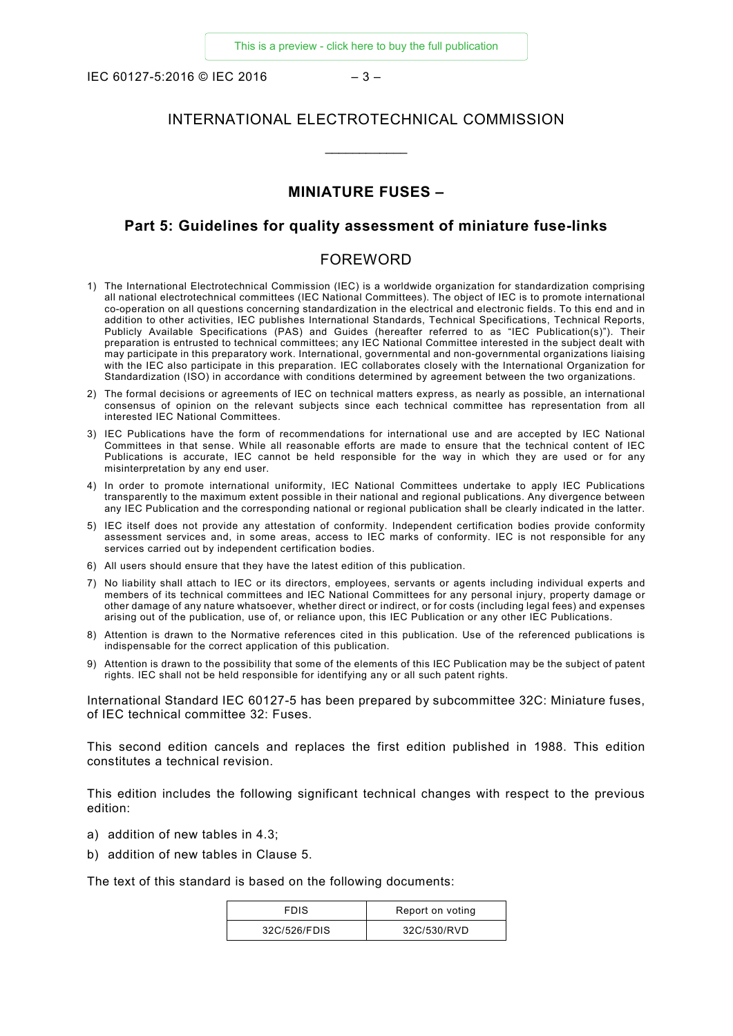# INTERNATIONAL ELECTROTECHNICAL COMMISSION

\_\_\_\_\_\_\_\_\_\_\_\_

## MINIATURE FUSES –

## Part 5: Guidelines for quality assessment of miniature fuse-links

## FOREWORD

1) The International Electrotechnical Commission (IEC) is a worldwide organization for standardization comprising all national electrotechnical committees (IEC National Committees). The object of IEC is to promote international co-operation on all questions concerning standardization in the electrical and electronic fields. To this end and in addition to other activities, IEC publishes International Standards, Technical Specifications, Technical Reports, Publicly Available Specifications (PAS) and Guides (hereafter referred to as "IEC Publication(s)"). Their preparation is entrusted to technical committees; any IEC National Committee interested in the subject dealt with may participate in this preparatory work. International, governmental and non-governmental organizations liaising with the IEC also participate in this preparation. IEC collaborates closely with the International Organization for Standardization (ISO) in accordance with conditions determined by agreement between the two organizations.
2) The formal decisions or agreements of IEC on technical matters express, as nearly as possible, an international consensus of opinion on the relevant subjects since each technical committee has representation from all interested IEC National Committees.
3) IEC Publications have the form of recommendations for international use and are accepted by IEC National Committees in that sense. While all reasonable efforts are made to ensure that the technical content of IEC Publications is accurate, IEC cannot be held responsible for the way in which they are used or for any misinterpretation by any end user.
4) In order to promote international uniformity, IEC National Committees undertake to apply IEC Publications transparently to the maximum extent possible in their national and regional publications. Any divergence between any IEC Publication and the corresponding national or regional publication shall be clearly indicated in the latter.
5) IEC itself does not provide any attestation of conformity. Independent certification bodies provide conformity assessment services and, in some areas, access to IEC marks of conformity. IEC is not responsible for any services carried out by independent certification bodies.
6) All users should ensure that they have the latest edition of this publication.
7) No liability shall attach to IEC or its directors, employees, servants or agents including individual experts and members of its technical committees and IEC National Committees for any personal injury, property damage or other damage of any nature whatsoever, whether direct or indirect, or for costs (including legal fees) and expenses arising out of the publication, use of, or reliance upon, this IEC Publication or any other IEC Publications.
8) Attention is drawn to the Normative references cited in this publication. Use of the referenced publications is indispensable for the correct application of this publication.
9) Attention is drawn to the possibility that some of the elements of this IEC Publication may be the subject of patent rights. IEC shall not be held responsible for identifying any or all such patent rights.

International Standard IEC 60127-5 has been prepared by subcommittee 32C: Miniature fuses, of IEC technical committee 32: Fuses.

This second edition cancels and replaces the first edition published in 1988. This edition constitutes a technical revision.

This edition includes the following significant technical changes with respect to the previous edition:

a) addition of new tables in 4.3;
b) addition of new tables in Clause 5.

The text of this standard is based on the following documents:

| FDIS | Report on voting |
|---|---|
| 32C/526/FDIS | 32C/530/RVD |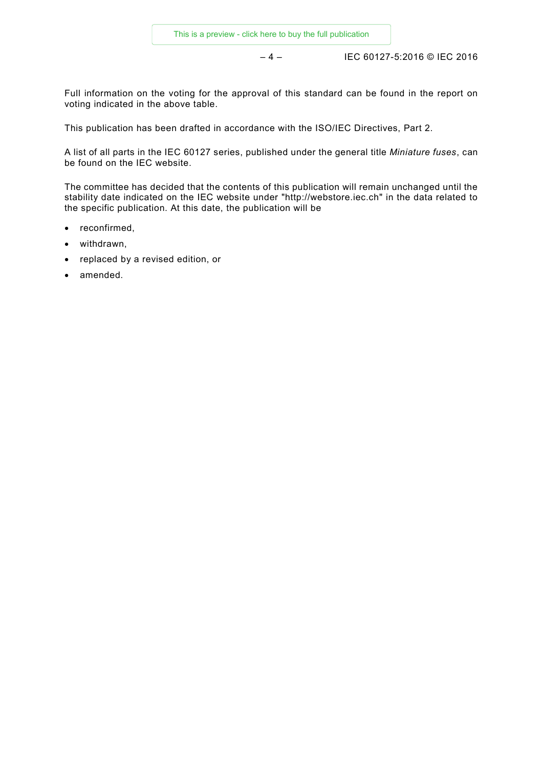Full information on the voting for the approval of this standard can be found in the report on voting indicated in the above table.

This publication has been drafted in accordance with the ISO/IEC Directives, Part 2.

A list of all parts in the IEC 60127 series, published under the general title *Miniature fuses*, can be found on the IEC website.

The committee has decided that the contents of this publication will remain unchanged until the stability date indicated on the IEC website under "http://webstore.iec.ch" in the data related to the specific publication. At this date, the publication will be

- reconfirmed,
- withdrawn,
- replaced by a revised edition, or
- amended.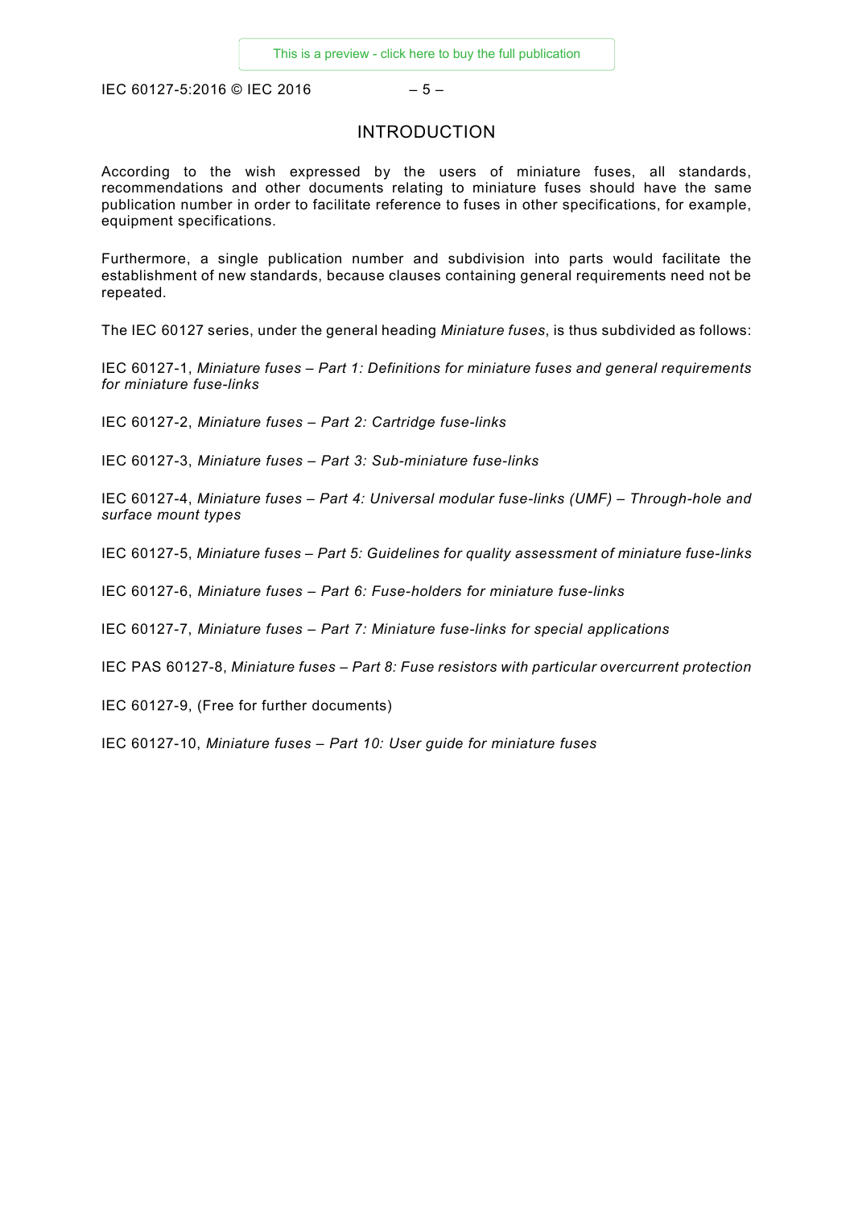# INTRODUCTION

According to the wish expressed by the users of miniature fuses, all standards, recommendations and other documents relating to miniature fuses should have the same publication number in order to facilitate reference to fuses in other specifications, for example, equipment specifications.

Furthermore, a single publication number and subdivision into parts would facilitate the establishment of new standards, because clauses containing general requirements need not be repeated.

The IEC 60127 series, under the general heading *Miniature fuses*, is thus subdivided as follows:

IEC 60127-1, *Miniature fuses – Part 1: Definitions for miniature fuses and general requirements for miniature fuse-links*

IEC 60127-2, *Miniature fuses – Part 2: Cartridge fuse-links*

IEC 60127-3, *Miniature fuses – Part 3: Sub-miniature fuse-links*

IEC 60127-4, *Miniature fuses – Part 4: Universal modular fuse-links (UMF) – Through-hole and surface mount types*

IEC 60127-5, *Miniature fuses – Part 5: Guidelines for quality assessment of miniature fuse-links*

IEC 60127-6, *Miniature fuses – Part 6: Fuse-holders for miniature fuse-links*

IEC 60127-7, *Miniature fuses – Part 7: Miniature fuse-links for special applications*

IEC PAS 60127-8, *Miniature fuses – Part 8: Fuse resistors with particular overcurrent protection*

IEC 60127-9, (Free for further documents)

IEC 60127-10, *Miniature fuses – Part 10: User guide for miniature fuses*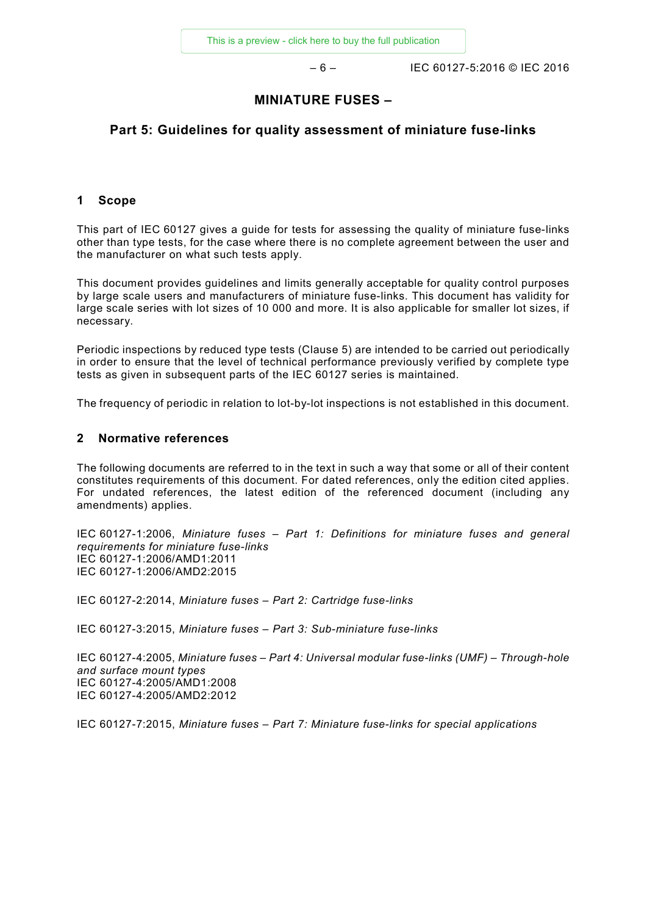# MINIATURE FUSES –

## Part 5: Guidelines for quality assessment of miniature fuse-links

### 1 Scope

This part of IEC 60127 gives a guide for tests for assessing the quality of miniature fuse-links other than type tests, for the case where there is no complete agreement between the user and the manufacturer on what such tests apply.

This document provides guidelines and limits generally acceptable for quality control purposes by large scale users and manufacturers of miniature fuse-links. This document has validity for large scale series with lot sizes of 10 000 and more. It is also applicable for smaller lot sizes, if necessary.

Periodic inspections by reduced type tests (Clause 5) are intended to be carried out periodically in order to ensure that the level of technical performance previously verified by complete type tests as given in subsequent parts of the IEC 60127 series is maintained.

The frequency of periodic in relation to lot-by-lot inspections is not established in this document.

### 2 Normative references

The following documents are referred to in the text in such a way that some or all of their content constitutes requirements of this document. For dated references, only the edition cited applies. For undated references, the latest edition of the referenced document (including any amendments) applies.

IEC 60127-1:2006, *Miniature fuses – Part 1: Definitions for miniature fuses and general requirements for miniature fuse-links*
IEC 60127-1:2006/AMD1:2011
IEC 60127-1:2006/AMD2:2015

IEC 60127-2:2014, *Miniature fuses – Part 2: Cartridge fuse-links*

IEC 60127-3:2015, *Miniature fuses – Part 3: Sub-miniature fuse-links*

IEC 60127-4:2005, *Miniature fuses – Part 4: Universal modular fuse-links (UMF) – Through-hole and surface mount types*
IEC 60127-4:2005/AMD1:2008
IEC 60127-4:2005/AMD2:2012

IEC 60127-7:2015, *Miniature fuses – Part 7: Miniature fuse-links for special applications*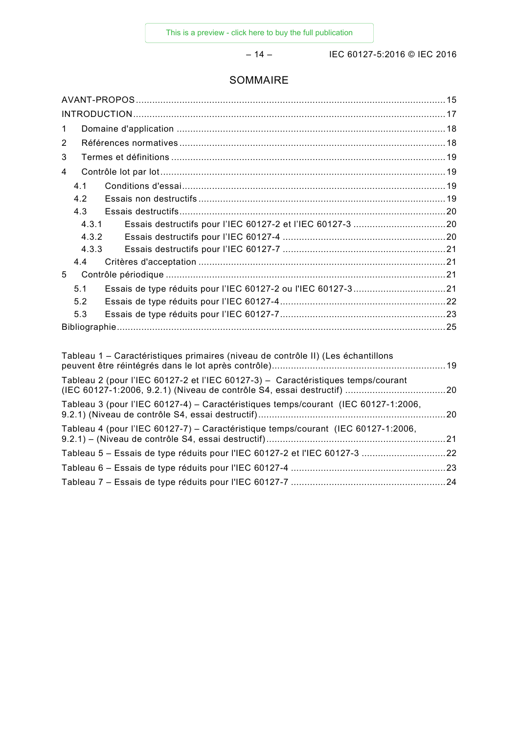# SOMMAIRE

AVANT-PROPOS ........................................................................................................... 15
INTRODUCTION ........................................................................................................... 17
1 Domaine d'application ........................................................................................... 18
2 Références normatives ........................................................................................... 18
3 Termes et définitions .............................................................................................. 19
4 Contrôle lot par lot .................................................................................................. 19
  4.1 Conditions d'essai .............................................................................................. 19
  4.2 Essais non destructifs ........................................................................................ 19
  4.3 Essais destructifs ............................................................................................... 20
    4.3.1 Essais destructifs pour l'IEC 60127-2 et l'IEC 60127-3 ................................. 20
    4.3.2 Essais destructifs pour l'IEC 60127-4 ........................................................... 20
    4.3.3 Essais destructifs pour l'IEC 60127-7 ........................................................... 21
  4.4 Critères d'acceptation ......................................................................................... 21
5 Contrôle périodique .................................................................................................. 21
  5.1 Essais de type réduits pour l'IEC 60127-2 ou l'IEC 60127-3 ................................. 21
  5.2 Essais de type réduits pour l'IEC 60127-4 ............................................................ 22
  5.3 Essais de type réduits pour l'IEC 60127-7 ............................................................ 23
Bibliographie ................................................................................................................ 25

Tableau 1 – Caractéristiques primaires (niveau de contrôle II) (Les échantillons peuvent être réintégrés dans le lot après contrôle) ........................................................... 19
Tableau 2 (pour l'IEC 60127-2 et l'IEC 60127-3) – Caractéristiques temps/courant (IEC 60127-1:2006, 9.2.1) (Niveau de contrôle S4, essai destructif) .................................... 20
Tableau 3 (pour l'IEC 60127-4) – Caractéristiques temps/courant (IEC 60127-1:2006, 9.2.1) (Niveau de contrôle S4, essai destructif) ............................................................... 20
Tableau 4 (pour l'IEC 60127-7) – Caractéristique temps/courant (IEC 60127-1:2006, 9.2.1) – (Niveau de contrôle S4, essai destructif) ............................................................. 21
Tableau 5 – Essais de type réduits pour l'IEC 60127-2 et l'IEC 60127-3 .............................. 22
Tableau 6 – Essais de type réduits pour l'IEC 60127-4 ....................................................... 23
Tableau 7 – Essais de type réduits pour l'IEC 60127-7 ....................................................... 24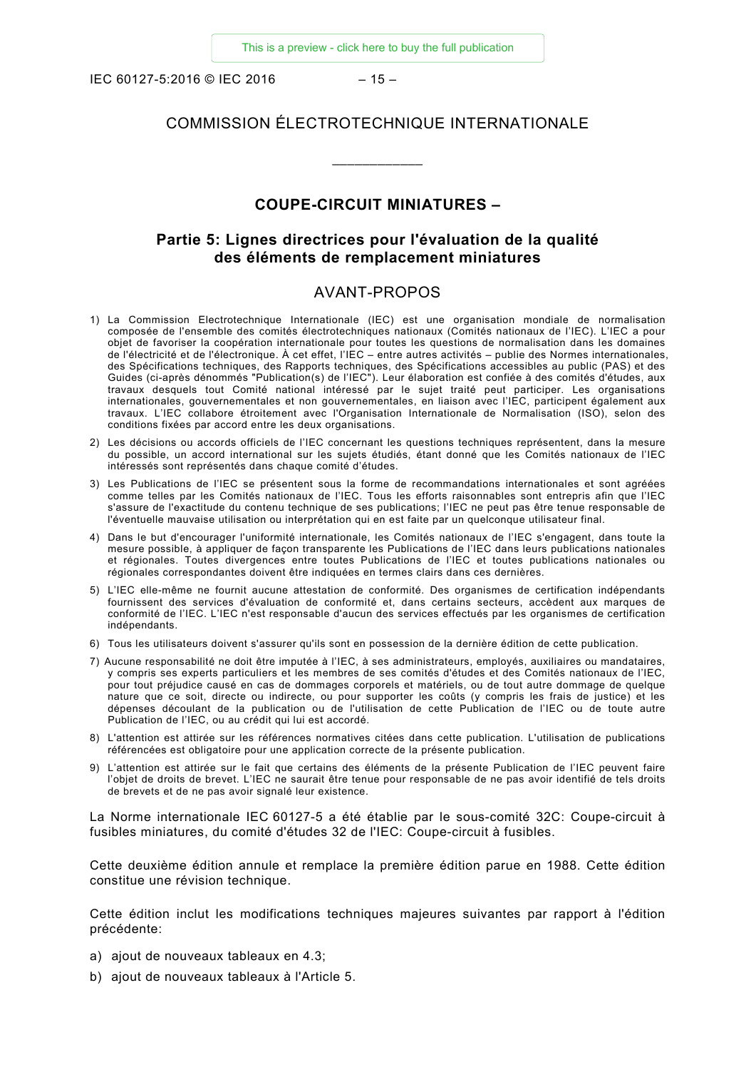# COMMISSION ÉLECTROTECHNIQUE INTERNATIONALE

\_\_\_\_\_\_\_\_\_\_\_\_

## COUPE-CIRCUIT MINIATURES –

## Partie 5: Lignes directrices pour l'évaluation de la qualité des éléments de remplacement miniatures

## AVANT-PROPOS

1) La Commission Electrotechnique Internationale (IEC) est une organisation mondiale de normalisation composée de l'ensemble des comités électrotechniques nationaux (Comités nationaux de l'IEC). L'IEC a pour objet de favoriser la coopération internationale pour toutes les questions de normalisation dans les domaines de l'électricité et de l'électronique. À cet effet, l'IEC – entre autres activités – publie des Normes internationales, des Spécifications techniques, des Rapports techniques, des Spécifications accessibles au public (PAS) et des Guides (ci-après dénommés "Publication(s) de l'IEC"). Leur élaboration est confiée à des comités d'études, aux travaux desquels tout Comité national intéressé par le sujet traité peut participer. Les organisations internationales, gouvernementales et non gouvernementales, en liaison avec l'IEC, participent également aux travaux. L'IEC collabore étroitement avec l'Organisation Internationale de Normalisation (ISO), selon des conditions fixées par accord entre les deux organisations.
2) Les décisions ou accords officiels de l'IEC concernant les questions techniques représentent, dans la mesure du possible, un accord international sur les sujets étudiés, étant donné que les Comités nationaux de l'IEC intéressés sont représentés dans chaque comité d'études.
3) Les Publications de l'IEC se présentent sous la forme de recommandations internationales et sont agréées comme telles par les Comités nationaux de l'IEC. Tous les efforts raisonnables sont entrepris afin que l'IEC s'assure de l'exactitude du contenu technique de ses publications; l'IEC ne peut pas être tenue responsable de l'éventuelle mauvaise utilisation ou interprétation qui en est faite par un quelconque utilisateur final.
4) Dans le but d'encourager l'uniformité internationale, les Comités nationaux de l'IEC s'engagent, dans toute la mesure possible, à appliquer de façon transparente les Publications de l'IEC dans leurs publications nationales et régionales. Toutes divergences entre toutes Publications de l'IEC et toutes publications nationales ou régionales correspondantes doivent être indiquées en termes clairs dans ces dernières.
5) L'IEC elle-même ne fournit aucune attestation de conformité. Des organismes de certification indépendants fournissent des services d'évaluation de conformité et, dans certains secteurs, accèdent aux marques de conformité de l'IEC. L'IEC n'est responsable d'aucun des services effectués par les organismes de certification indépendants.
6) Tous les utilisateurs doivent s'assurer qu'ils sont en possession de la dernière édition de cette publication.
7) Aucune responsabilité ne doit être imputée à l'IEC, à ses administrateurs, employés, auxiliaires ou mandataires, y compris ses experts particuliers et les membres de ses comités d'études et des Comités nationaux de l'IEC, pour tout préjudice causé en cas de dommages corporels et matériels, ou de tout autre dommage de quelque nature que ce soit, directe ou indirecte, ou pour supporter les coûts (y compris les frais de justice) et les dépenses découlant de la publication ou de l'utilisation de cette Publication de l'IEC ou de toute autre Publication de l'IEC, ou au crédit qui lui est accordé.
8) L'attention est attirée sur les références normatives citées dans cette publication. L'utilisation de publications référencées est obligatoire pour une application correcte de la présente publication.
9) L'attention est attirée sur le fait que certains des éléments de la présente Publication de l'IEC peuvent faire l'objet de droits de brevet. L'IEC ne saurait être tenue pour responsable de ne pas avoir identifié de tels droits de brevets et de ne pas avoir signalé leur existence.

La Norme internationale IEC 60127-5 a été établie par le sous-comité 32C: Coupe-circuit à fusibles miniatures, du comité d'études 32 de l'IEC: Coupe-circuit à fusibles.

Cette deuxième édition annule et remplace la première édition parue en 1988. Cette édition constitue une révision technique.

Cette édition inclut les modifications techniques majeures suivantes par rapport à l'édition précédente:

a) ajout de nouveaux tableaux en 4.3;
b) ajout de nouveaux tableaux à l'Article 5.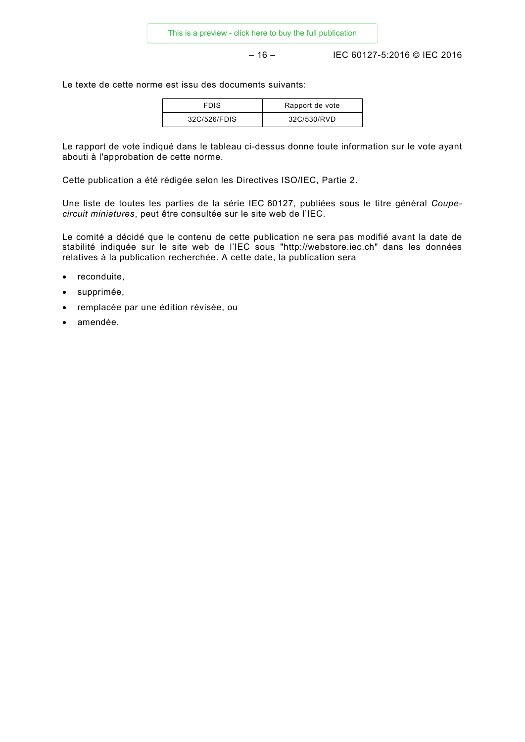Le texte de cette norme est issu des documents suivants:

| FDIS | Rapport de vote |
|---|---|
| 32C/526/FDIS | 32C/530/RVD |

Le rapport de vote indiqué dans le tableau ci-dessus donne toute information sur le vote ayant abouti à l'approbation de cette norme.

Cette publication a été rédigée selon les Directives ISO/IEC, Partie 2.

Une liste de toutes les parties de la série IEC 60127, publiées sous le titre général *Coupe-circuit miniatures*, peut être consultée sur le site web de l'IEC.

Le comité a décidé que le contenu de cette publication ne sera pas modifié avant la date de stabilité indiquée sur le site web de l'IEC sous "http://webstore.iec.ch" dans les données relatives à la publication recherchée. A cette date, la publication sera

- reconduite,
- supprimée,
- remplacée par une édition révisée, ou
- amendée.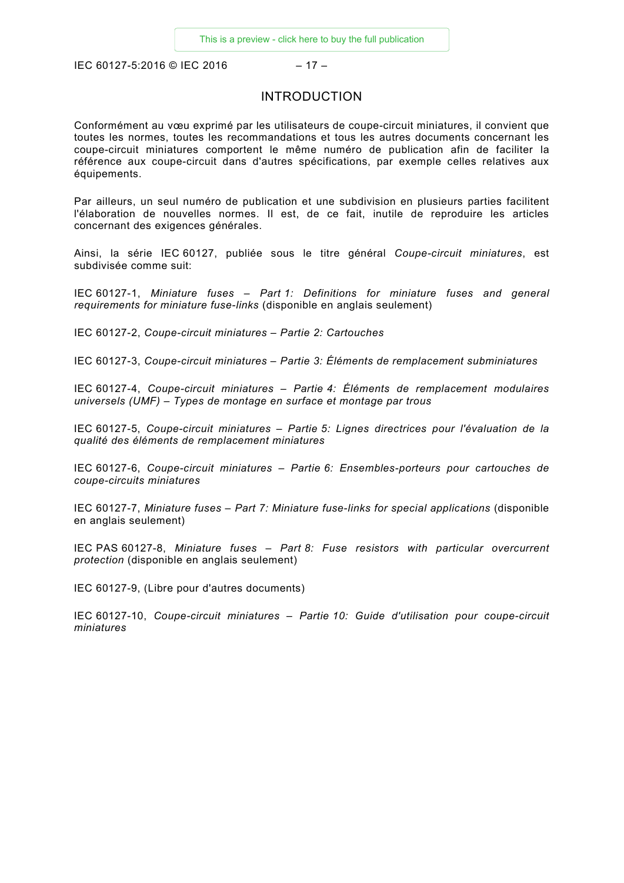# INTRODUCTION

Conformément au vœu exprimé par les utilisateurs de coupe-circuit miniatures, il convient que toutes les normes, toutes les recommandations et tous les autres documents concernant les coupe-circuit miniatures comportent le même numéro de publication afin de faciliter la référence aux coupe-circuit dans d'autres spécifications, par exemple celles relatives aux équipements.

Par ailleurs, un seul numéro de publication et une subdivision en plusieurs parties facilitent l'élaboration de nouvelles normes. Il est, de ce fait, inutile de reproduire les articles concernant des exigences générales.

Ainsi, la série IEC 60127, publiée sous le titre général *Coupe-circuit miniatures*, est subdivisée comme suit:

IEC 60127-1, *Miniature fuses – Part 1: Definitions for miniature fuses and general requirements for miniature fuse-links* (disponible en anglais seulement)

IEC 60127-2, *Coupe-circuit miniatures – Partie 2: Cartouches*

IEC 60127-3, *Coupe-circuit miniatures – Partie 3: Éléments de remplacement subminiatures*

IEC 60127-4, *Coupe-circuit miniatures – Partie 4: Éléments de remplacement modulaires universels (UMF) – Types de montage en surface et montage par trous*

IEC 60127-5, *Coupe-circuit miniatures – Partie 5: Lignes directrices pour l'évaluation de la qualité des éléments de remplacement miniatures*

IEC 60127-6, *Coupe-circuit miniatures – Partie 6: Ensembles-porteurs pour cartouches de coupe-circuits miniatures*

IEC 60127-7, *Miniature fuses – Part 7: Miniature fuse-links for special applications* (disponible en anglais seulement)

IEC PAS 60127-8, *Miniature fuses – Part 8: Fuse resistors with particular overcurrent protection* (disponible en anglais seulement)

IEC 60127-9, (Libre pour d'autres documents)

IEC 60127-10, *Coupe-circuit miniatures – Partie 10: Guide d'utilisation pour coupe-circuit miniatures*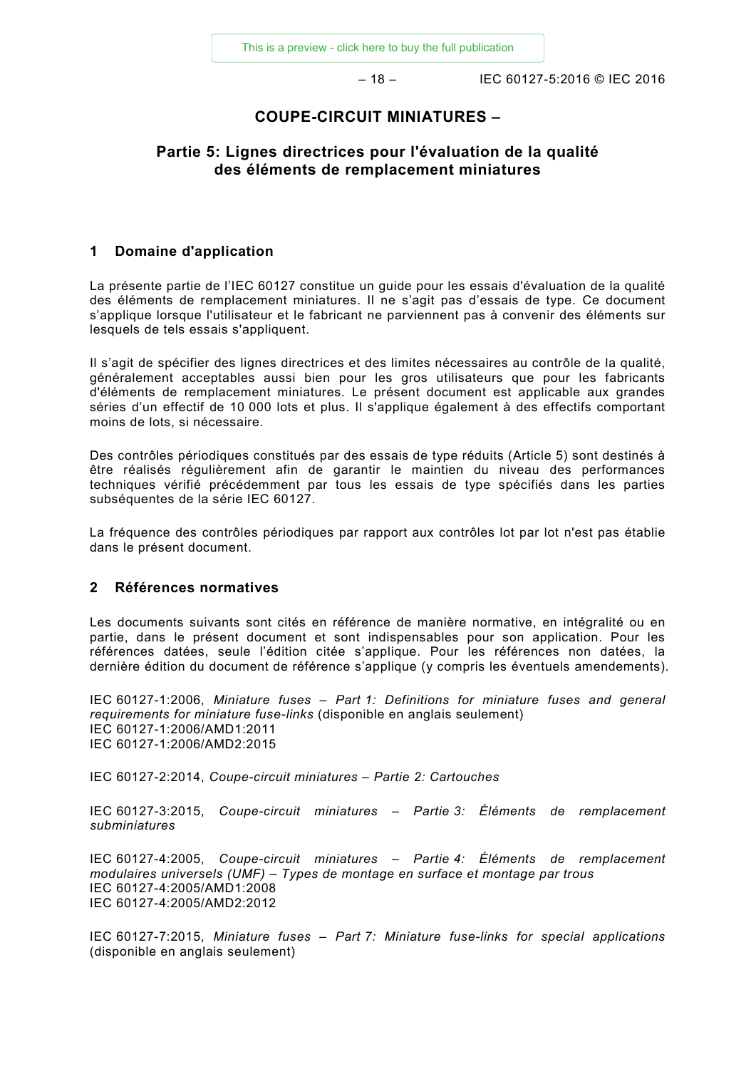# COUPE-CIRCUIT MINIATURES –

## Partie 5: Lignes directrices pour l'évaluation de la qualité des éléments de remplacement miniatures

## 1 Domaine d'application

La présente partie de l'IEC 60127 constitue un guide pour les essais d'évaluation de la qualité des éléments de remplacement miniatures. Il ne s'agit pas d'essais de type. Ce document s'applique lorsque l'utilisateur et le fabricant ne parviennent pas à convenir des éléments sur lesquels de tels essais s'appliquent.

Il s'agit de spécifier des lignes directrices et des limites nécessaires au contrôle de la qualité, généralement acceptables aussi bien pour les gros utilisateurs que pour les fabricants d'éléments de remplacement miniatures. Le présent document est applicable aux grandes séries d'un effectif de 10 000 lots et plus. Il s'applique également à des effectifs comportant moins de lots, si nécessaire.

Des contrôles périodiques constitués par des essais de type réduits (Article 5) sont destinés à être réalisés régulièrement afin de garantir le maintien du niveau des performances techniques vérifié précédemment par tous les essais de type spécifiés dans les parties subséquentes de la série IEC 60127.

La fréquence des contrôles périodiques par rapport aux contrôles lot par lot n'est pas établie dans le présent document.

## 2 Références normatives

Les documents suivants sont cités en référence de manière normative, en intégralité ou en partie, dans le présent document et sont indispensables pour son application. Pour les références datées, seule l'édition citée s'applique. Pour les références non datées, la dernière édition du document de référence s'applique (y compris les éventuels amendements).

IEC 60127-1:2006, *Miniature fuses – Part 1: Definitions for miniature fuses and general requirements for miniature fuse-links* (disponible en anglais seulement)
IEC 60127-1:2006/AMD1:2011
IEC 60127-1:2006/AMD2:2015

IEC 60127-2:2014, *Coupe-circuit miniatures – Partie 2: Cartouches*

IEC 60127-3:2015, *Coupe-circuit miniatures – Partie 3: Éléments de remplacement subminiatures*

IEC 60127-4:2005, *Coupe-circuit miniatures – Partie 4: Éléments de remplacement modulaires universels (UMF) – Types de montage en surface et montage par trous*
IEC 60127-4:2005/AMD1:2008
IEC 60127-4:2005/AMD2:2012

IEC 60127-7:2015, *Miniature fuses – Part 7: Miniature fuse-links for special applications* (disponible en anglais seulement)